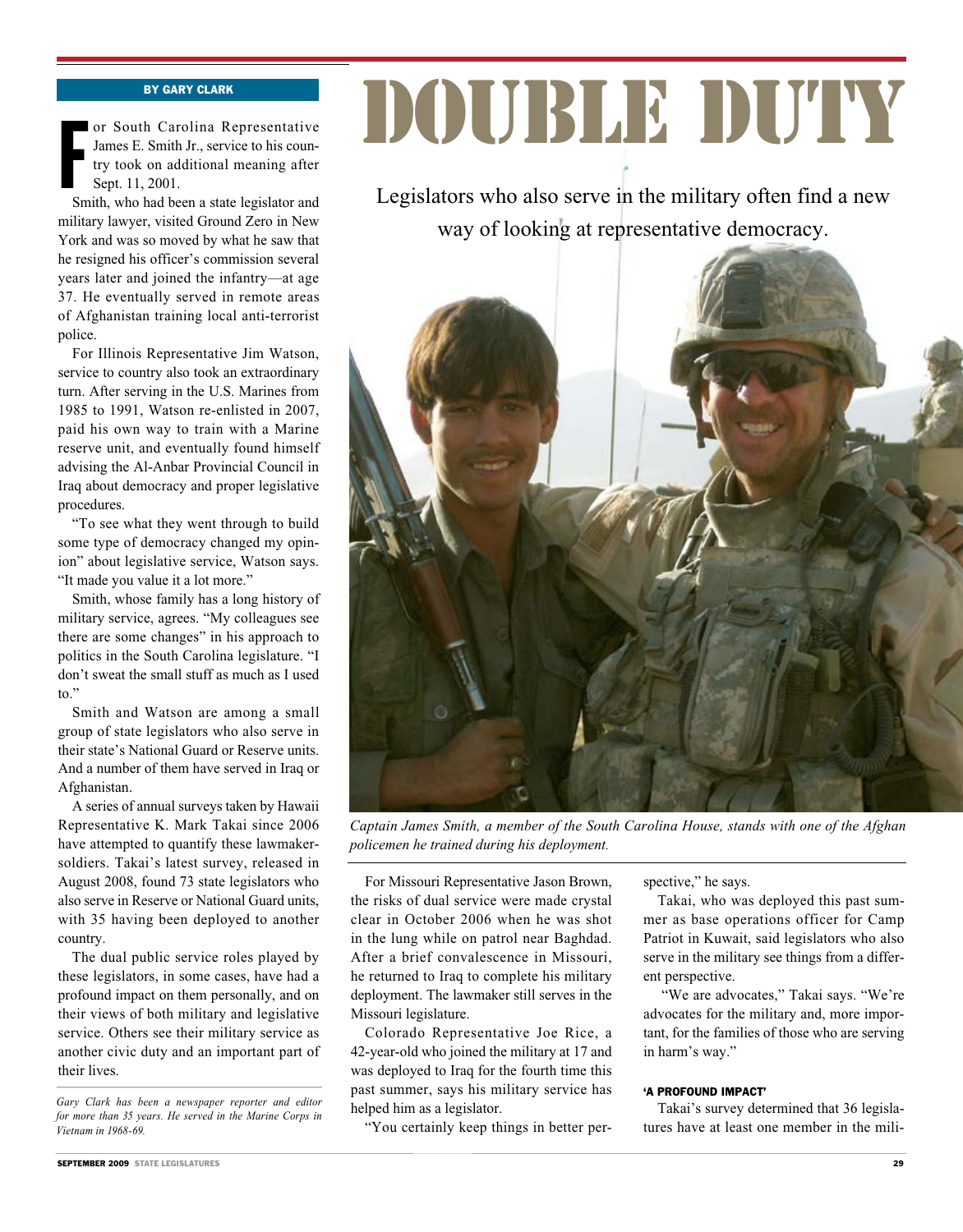# DOUBLE DUTY

Legislators who also serve in the military often find a new way of looking at representative democracy.

**BY GARY CLARK**

For South Carolina Representative James E. Smith Jr., service to his country took on additional meaning after Sept. 11, 2001.

Smith, who had been a state legislator and military lawyer, visited Ground Zero in New York and was so moved by what he saw that he resigned his officer's commission several years later and joined the infantry—at age 37. He eventually served in remote areas of Afghanistan training local anti-terrorist police.

For Illinois Representative Jim Watson, service to country also took an extraordinary turn. After serving in the U.S. Marines from 1985 to 1991, Watson re-enlisted in 2007, paid his own way to train with a Marine reserve unit, and eventually found himself advising the Al-Anbar Provincial Council in Iraq about democracy and proper legislative procedures.

"To see what they went through to build some type of democracy changed my opinion" about legislative service, Watson says. "It made you value it a lot more."

Smith, whose family has a long history of military service, agrees. "My colleagues see there are some changes" in his approach to politics in the South Carolina legislature. "I don't sweat the small stuff as much as I used to."

Smith and Watson are among a small group of state legislators who also serve in their state's National Guard or Reserve units. And a number of them have served in Iraq or Afghanistan.

A series of annual surveys taken by Hawaii Representative K. Mark Takai since 2006 have attempted to quantify these lawmaker-soldiers. Takai's latest survey, released in August 2008, found 73 state legislators who also serve in Reserve or National Guard units, with 35 having been deployed to another country.

The dual public service roles played by these legislators, in some cases, have had a profound impact on them personally, and on their views of both military and legislative service. Others see their military service as another civic duty and an important part of their lives.

*Gary Clark has been a newspaper reporter and editor for more than 35 years. He served in the Marine Corps in Vietnam in 1968-69.*

*Captain James Smith, a member of the South Carolina House, stands with one of the Afghan policemen he trained during his deployment.*

For Missouri Representative Jason Brown, the risks of dual service were made crystal clear in October 2006 when he was shot in the lung while on patrol near Baghdad. After a brief convalescence in Missouri, he returned to Iraq to complete his military deployment. The lawmaker still serves in the Missouri legislature.

Colorado Representative Joe Rice, a 42-year-old who joined the military at 17 and was deployed to Iraq for the fourth time this past summer, says his military service has helped him as a legislator.

"You certainly keep things in better perspective," he says.

Takai, who was deployed this past summer as base operations officer for Camp Patriot in Kuwait, said legislators who also serve in the military see things from a different perspective.

"We are advocates," Takai says. "We're advocates for the military and, more important, for the families of those who are serving in harm's way."

#### 'A PROFOUND IMPACT'

Takai's survey determined that 36 legislatures have at least one member in the mili-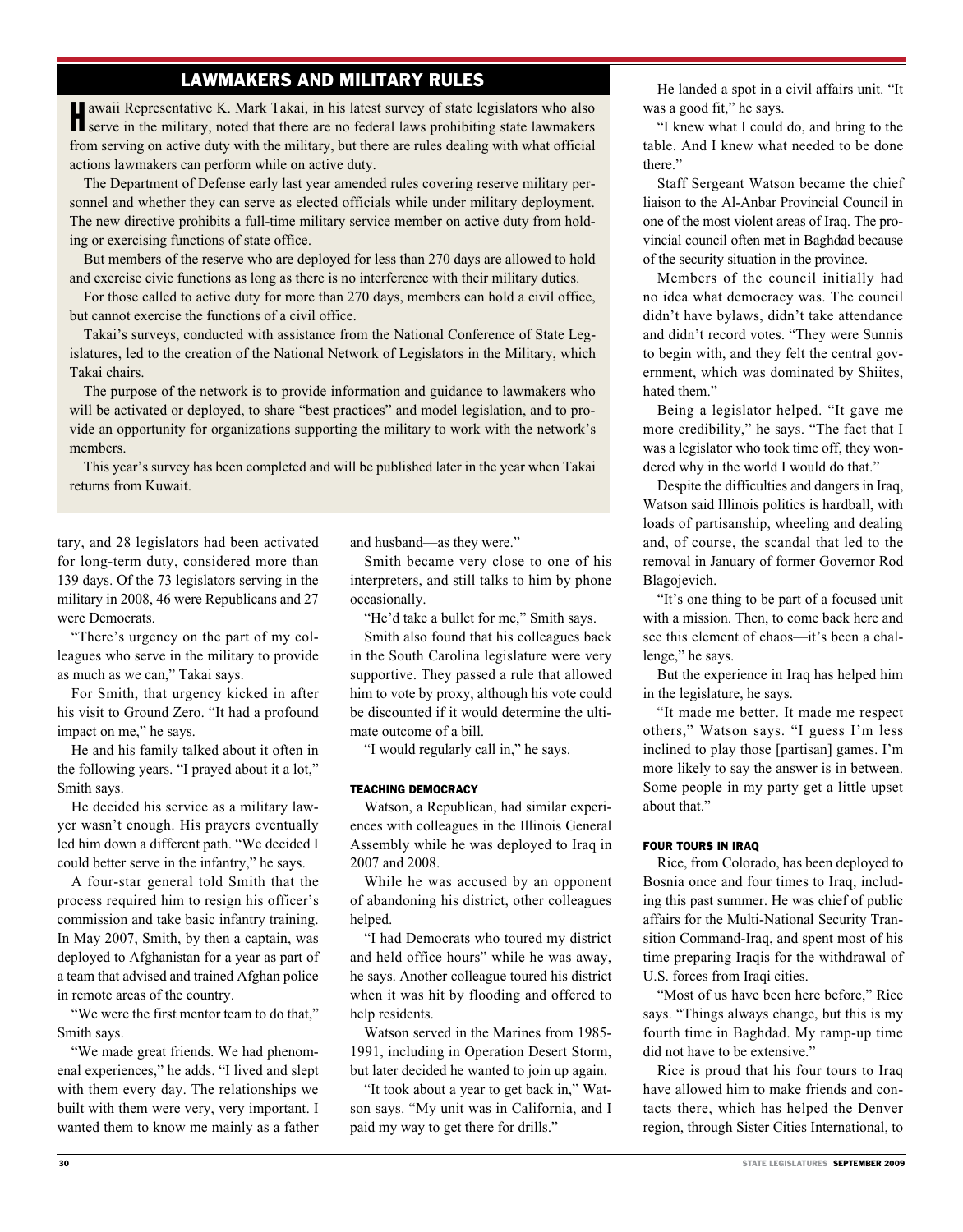## LAWMAKERS AND MILITARY RULES

Hawaii Representative K. Mark Takai, in his latest survey of state legislators who also serve in the military, noted that there are no federal laws prohibiting state lawmakers from serving on active duty with the military, but there are rules dealing with what official actions lawmakers can perform while on active duty.

The Department of Defense early last year amended rules covering reserve military personnel and whether they can serve as elected officials while under military deployment. The new directive prohibits a full-time military service member on active duty from holding or exercising functions of state office.

But members of the reserve who are deployed for less than 270 days are allowed to hold and exercise civic functions as long as there is no interference with their military duties.

For those called to active duty for more than 270 days, members can hold a civil office, but cannot exercise the functions of a civil office.

Takai's surveys, conducted with assistance from the National Conference of State Legislatures, led to the creation of the National Network of Legislators in the Military, which Takai chairs.

The purpose of the network is to provide information and guidance to lawmakers who will be activated or deployed, to share "best practices" and model legislation, and to provide an opportunity for organizations supporting the military to work with the network's members.

This year's survey has been completed and will be published later in the year when Takai returns from Kuwait.

tary, and 28 legislators had been activated for long-term duty, considered more than 139 days. Of the 73 legislators serving in the military in 2008, 46 were Republicans and 27 were Democrats.

"There's urgency on the part of my colleagues who serve in the military to provide as much as we can," Takai says.

For Smith, that urgency kicked in after his visit to Ground Zero. "It had a profound impact on me," he says.

He and his family talked about it often in the following years. "I prayed about it a lot," Smith says.

He decided his service as a military lawyer wasn't enough. His prayers eventually led him down a different path. "We decided I could better serve in the infantry," he says.

A four-star general told Smith that the process required him to resign his officer's commission and take basic infantry training. In May 2007, Smith, by then a captain, was deployed to Afghanistan for a year as part of a team that advised and trained Afghan police in remote areas of the country.

"We were the first mentor team to do that," Smith says.

"We made great friends. We had phenomenal experiences," he adds. "I lived and slept with them every day. The relationships we built with them were very, very important. I wanted them to know me mainly as a father and husband—as they were."

Smith became very close to one of his interpreters, and still talks to him by phone occasionally.

"He'd take a bullet for me," Smith says.

Smith also found that his colleagues back in the South Carolina legislature were very supportive. They passed a rule that allowed him to vote by proxy, although his vote could be discounted if it would determine the ultimate outcome of a bill.

"I would regularly call in," he says.

### TEACHING DEMOCRACY

Watson, a Republican, had similar experiences with colleagues in the Illinois General Assembly while he was deployed to Iraq in 2007 and 2008.

While he was accused by an opponent of abandoning his district, other colleagues helped.

"I had Democrats who toured my district and held office hours" while he was away, he says. Another colleague toured his district when it was hit by flooding and offered to help residents.

Watson served in the Marines from 1985-1991, including in Operation Desert Storm, but later decided he wanted to join up again.

"It took about a year to get back in," Watson says. "My unit was in California, and I paid my way to get there for drills."

He landed a spot in a civil affairs unit. "It was a good fit," he says.

"I knew what I could do, and bring to the table. And I knew what needed to be done there."

Staff Sergeant Watson became the chief liaison to the Al-Anbar Provincial Council in one of the most violent areas of Iraq. The provincial council often met in Baghdad because of the security situation in the province.

Members of the council initially had no idea what democracy was. The council didn't have bylaws, didn't take attendance and didn't record votes. "They were Sunnis to begin with, and they felt the central government, which was dominated by Shiites, hated them."

Being a legislator helped. "It gave me more credibility," he says. "The fact that I was a legislator who took time off, they wondered why in the world I would do that."

Despite the difficulties and dangers in Iraq, Watson said Illinois politics is hardball, with loads of partisanship, wheeling and dealing and, of course, the scandal that led to the removal in January of former Governor Rod Blagojevich.

"It's one thing to be part of a focused unit with a mission. Then, to come back here and see this element of chaos—it's been a challenge," he says.

But the experience in Iraq has helped him in the legislature, he says.

"It made me better. It made me respect others," Watson says. "I guess I'm less inclined to play those [partisan] games. I'm more likely to say the answer is in between. Some people in my party get a little upset about that."

### FOUR TOURS IN IRAQ

Rice, from Colorado, has been deployed to Bosnia once and four times to Iraq, including this past summer. He was chief of public affairs for the Multi-National Security Transition Command-Iraq, and spent most of his time preparing Iraqis for the withdrawal of U.S. forces from Iraqi cities.

"Most of us have been here before," Rice says. "Things always change, but this is my fourth time in Baghdad. My ramp-up time did not have to be extensive."

Rice is proud that his four tours to Iraq have allowed him to make friends and contacts there, which has helped the Denver region, through Sister Cities International, to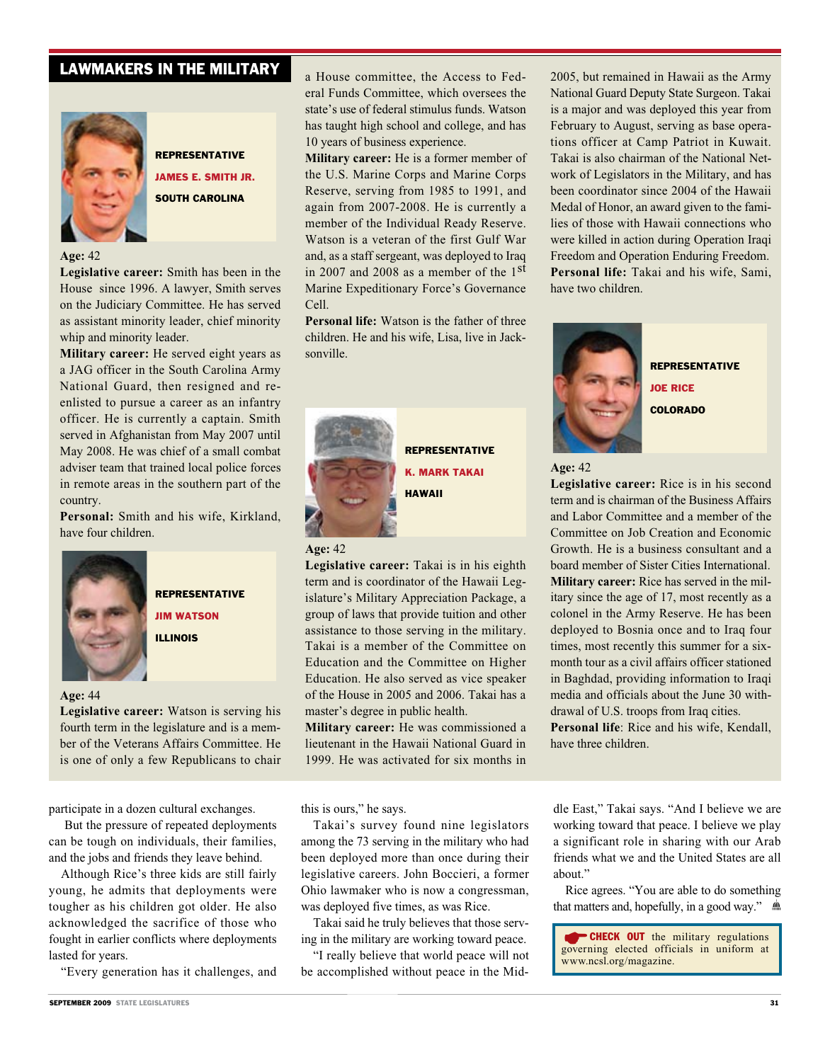## LAWMAKERS IN THE MILITARY

**REPRESENTATIVE**
**JAMES E. SMITH JR.**
**SOUTH CAROLINA**

**Age:** 42
**Legislative career:** Smith has been in the House since 1996. A lawyer, Smith serves on the Judiciary Committee. He has served as assistant minority leader, chief minority whip and minority leader.
**Military career:** He served eight years as a JAG officer in the South Carolina Army National Guard, then resigned and re-enlisted to pursue a career as an infantry officer. He is currently a captain. Smith served in Afghanistan from May 2007 until May 2008. He was chief of a small combat adviser team that trained local police forces in remote areas in the southern part of the country.
**Personal:** Smith and his wife, Kirkland, have four children.

**REPRESENTATIVE**
**JIM WATSON**
**ILLINOIS**

**Age:** 44
**Legislative career:** Watson is serving his fourth term in the legislature and is a member of the Veterans Affairs Committee. He is one of only a few Republicans to chair a House committee, the Access to Federal Funds Committee, which oversees the state's use of federal stimulus funds. Watson has taught high school and college, and has 10 years of business experience.
**Military career:** He is a former member of the U.S. Marine Corps and Marine Corps Reserve, serving from 1985 to 1991, and again from 2007-2008. He is currently a member of the Individual Ready Reserve. Watson is a veteran of the first Gulf War and, as a staff sergeant, was deployed to Iraq in 2007 and 2008 as a member of the 1st Marine Expeditionary Force's Governance Cell.
**Personal life:** Watson is the father of three children. He and his wife, Lisa, live in Jacksonville.

**REPRESENTATIVE**
**K. MARK TAKAI**
**HAWAII**

**Age:** 42
**Legislative career:** Takai is in his eighth term and is coordinator of the Hawaii Legislature's Military Appreciation Package, a group of laws that provide tuition and other assistance to those serving in the military. Takai is a member of the Committee on Education and the Committee on Higher Education. He also served as vice speaker of the House in 2005 and 2006. Takai has a master's degree in public health.
**Military career:** He was commissioned a lieutenant in the Hawaii National Guard in 1999. He was activated for six months in 2005, but remained in Hawaii as the Army National Guard Deputy State Surgeon. Takai is a major and was deployed this year from February to August, serving as base operations officer at Camp Patriot in Kuwait. Takai is also chairman of the National Network of Legislators in the Military, and has been coordinator since 2004 of the Hawaii Medal of Honor, an award given to the families of those with Hawaii connections who were killed in action during Operation Iraqi Freedom and Operation Enduring Freedom.
**Personal life:** Takai and his wife, Sami, have two children.

**REPRESENTATIVE**
**JOE RICE**
**COLORADO**

**Age:** 42
**Legislative career:** Rice is in his second term and is chairman of the Business Affairs and Labor Committee and a member of the Committee on Job Creation and Economic Growth. He is a business consultant and a board member of Sister Cities International.
**Military career:** Rice has served in the military since the age of 17, most recently as a colonel in the Army Reserve. He has been deployed to Bosnia once and to Iraq four times, most recently this summer for a six-month tour as a civil affairs officer stationed in Baghdad, providing information to Iraqi media and officials about the June 30 withdrawal of U.S. troops from Iraq cities.
**Personal life**: Rice and his wife, Kendall, have three children.

---

participate in a dozen cultural exchanges.

But the pressure of repeated deployments can be tough on individuals, their families, and the jobs and friends they leave behind.

Although Rice's three kids are still fairly young, he admits that deployments were tougher as his children got older. He also acknowledged the sacrifice of those who fought in earlier conflicts where deployments lasted for years.

"Every generation has it challenges, and this is ours," he says.

Takai's survey found nine legislators among the 73 serving in the military who had been deployed more than once during their legislative careers. John Boccieri, a former Ohio lawmaker who is now a congressman, was deployed five times, as was Rice.

Takai said he truly believes that those serving in the military are working toward peace.

"I really believe that world peace will not be accomplished without peace in the Middle East," Takai says. "And I believe we are working toward that peace. I believe we play a significant role in sharing with our Arab friends what we and the United States are all about."

Rice agrees. "You are able to do something that matters and, hopefully, in a good way."

**CHECK OUT** the military regulations governing elected officials in uniform at www.ncsl.org/magazine.